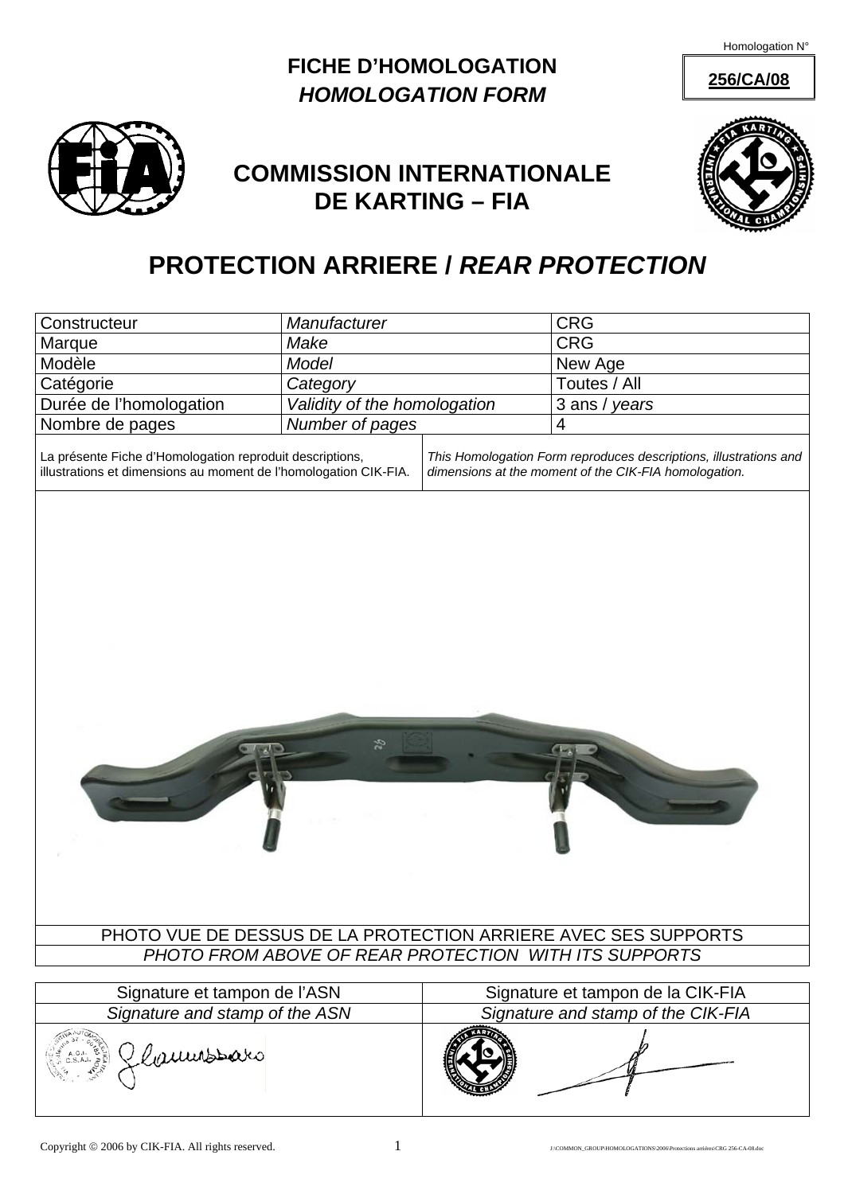Homologation N°

**256/CA/08**

# FICHE D'HOMOLOGATION
## *HOMOLOGATION FORM*

## COMMISSION INTERNATIONALE DE KARTING – FIA

# PROTECTION ARRIERE / *REAR PROTECTION*

| Constructeur | *Manufacturer* | CRG |
|---|---|---|
| Marque | *Make* | CRG |
| Modèle | *Model* | New Age |
| Catégorie | *Category* | Toutes / All |
| Durée de l'homologation | *Validity of the homologation* | 3 ans / *years* |
| Nombre de pages | *Number of pages* | 4 |

La présente Fiche d'Homologation reproduit descriptions, illustrations et dimensions au moment de l'homologation CIK-FIA.

*This Homologation Form reproduces descriptions, illustrations and dimensions at the moment of the CIK-FIA homologation.*

PHOTO VUE DE DESSUS DE LA PROTECTION ARRIERE AVEC SES SUPPORTS

*PHOTO FROM ABOVE OF REAR PROTECTION WITH ITS SUPPORTS*

| Signature et tampon de l'ASN | Signature et tampon de la CIK-FIA |
|---|---|
| *Signature and stamp of the ASN* | *Signature and stamp of the CIK-FIA* |
| | |

Copyright © 2006 by CIK-FIA. All rights reserved.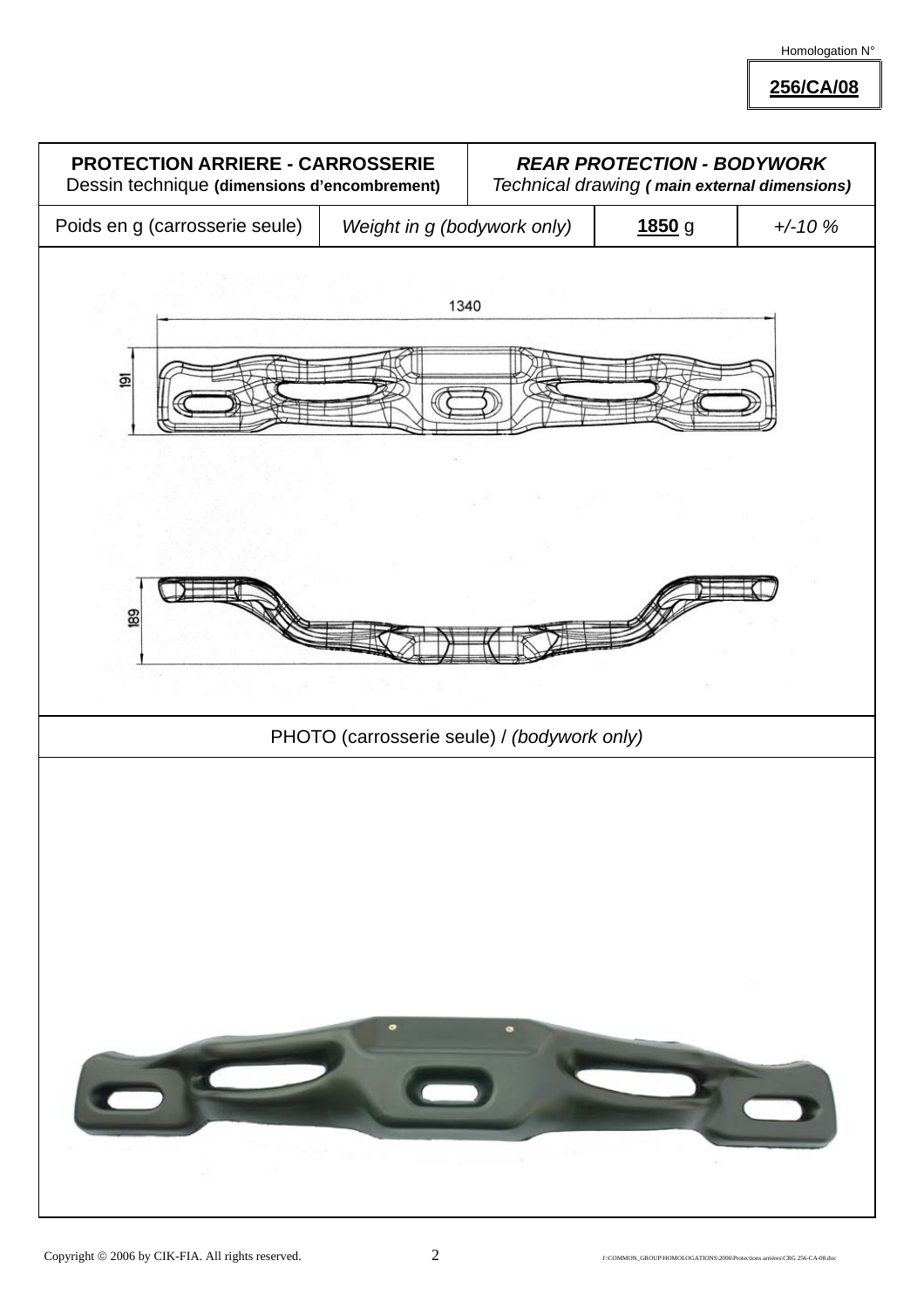Homologation N°

**256/CA/08**

| **PROTECTION ARRIERE - CARROSSERIE** Dessin technique **(dimensions d'encombrement)** | | ***REAR PROTECTION - BODYWORK*** *Technical drawing* ***( main external dimensions)*** | |
|---|---|---|---|
| Poids en g (carrosserie seule) | *Weight in g (bodywork only)* | **1850** g | *+/-10 %* |

1340

191

189

PHOTO (carrosserie seule) / *(bodywork only)*

Copyright © 2006 by CIK-FIA. All rights reserved.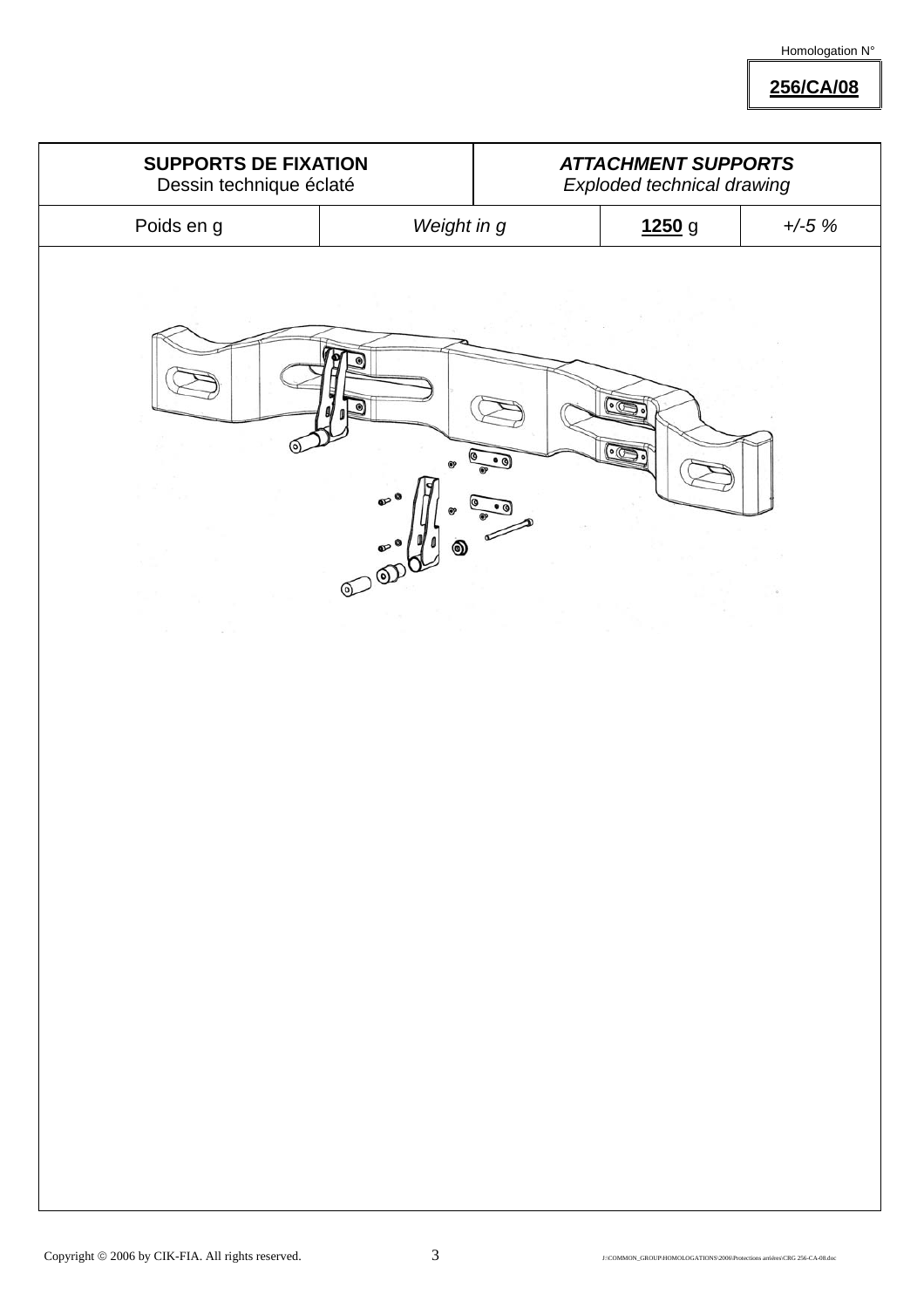Homologation N°

**256/CA/08**

| **SUPPORTS DE FIXATION**<br>Dessin technique éclaté | | *ATTACHMENT SUPPORTS*<br>*Exploded technical drawing* | |
|---|---|---|---|
| Poids en g | *Weight in g* | **1250** g | *+/-5 %* |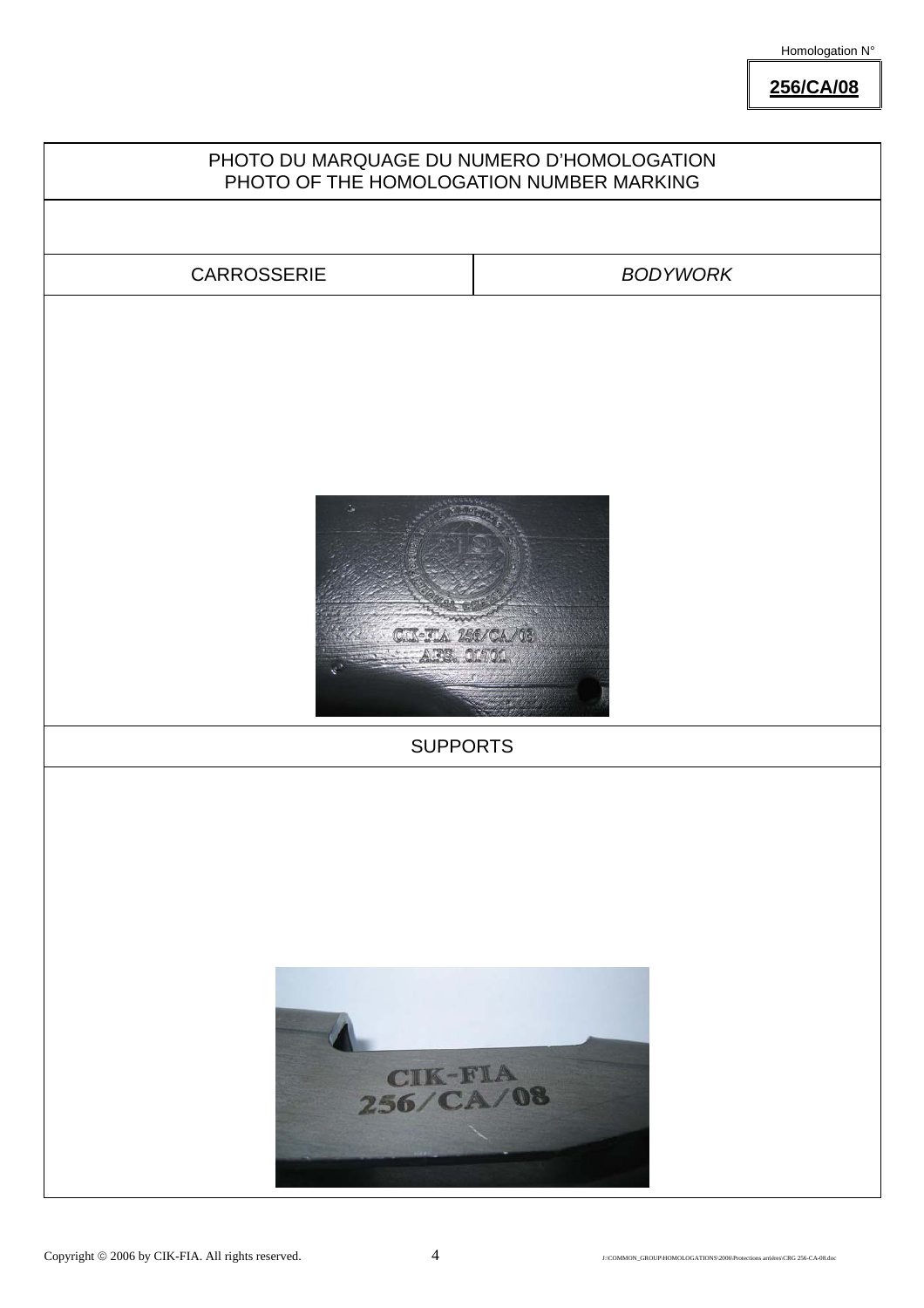Homologation N°

**256/CA/08**

| PHOTO DU MARQUAGE DU NUMERO D'HOMOLOGATION<br>PHOTO OF THE HOMOLOGATION NUMBER MARKING | |
|---|---|
| CARROSSERIE | *BODYWORK* |
| SUPPORTS | |